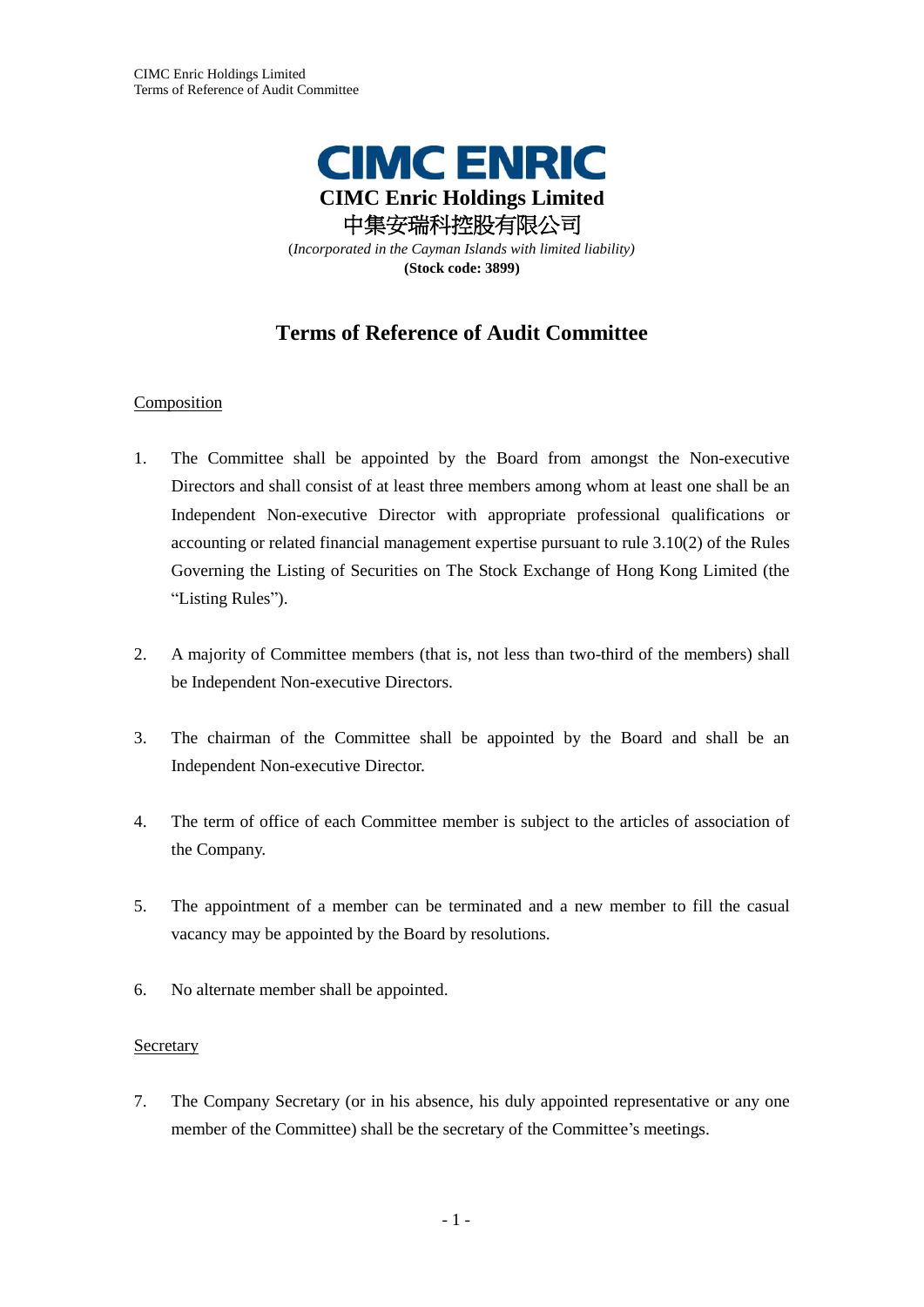**CIMC ENRIC**

**CIMC Enric Holdings Limited**

中集安瑞科控股有限公司

(*Incorporated in the Cayman Islands with limited liability*)

**(Stock code: 3899)**

# Terms of Reference of Audit Committee

## Composition

1. The Committee shall be appointed by the Board from amongst the Non-executive Directors and shall consist of at least three members among whom at least one shall be an Independent Non-executive Director with appropriate professional qualifications or accounting or related financial management expertise pursuant to rule 3.10(2) of the Rules Governing the Listing of Securities on The Stock Exchange of Hong Kong Limited (the "Listing Rules").

2. A majority of Committee members (that is, not less than two-third of the members) shall be Independent Non-executive Directors.

3. The chairman of the Committee shall be appointed by the Board and shall be an Independent Non-executive Director.

4. The term of office of each Committee member is subject to the articles of association of the Company.

5. The appointment of a member can be terminated and a new member to fill the casual vacancy may be appointed by the Board by resolutions.

6. No alternate member shall be appointed.

## Secretary

7. The Company Secretary (or in his absence, his duly appointed representative or any one member of the Committee) shall be the secretary of the Committee's meetings.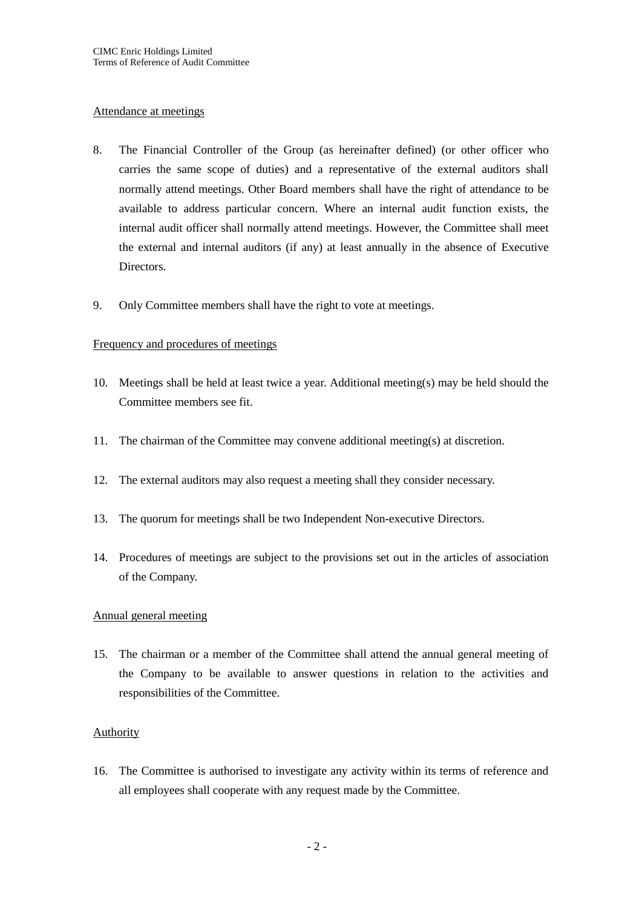Attendance at meetings

8. The Financial Controller of the Group (as hereinafter defined) (or other officer who carries the same scope of duties) and a representative of the external auditors shall normally attend meetings. Other Board members shall have the right of attendance to be available to address particular concern. Where an internal audit function exists, the internal audit officer shall normally attend meetings. However, the Committee shall meet the external and internal auditors (if any) at least annually in the absence of Executive Directors.

9. Only Committee members shall have the right to vote at meetings.

Frequency and procedures of meetings

10. Meetings shall be held at least twice a year. Additional meeting(s) may be held should the Committee members see fit.

11. The chairman of the Committee may convene additional meeting(s) at discretion.

12. The external auditors may also request a meeting shall they consider necessary.

13. The quorum for meetings shall be two Independent Non-executive Directors.

14. Procedures of meetings are subject to the provisions set out in the articles of association of the Company.

Annual general meeting

15. The chairman or a member of the Committee shall attend the annual general meeting of the Company to be available to answer questions in relation to the activities and responsibilities of the Committee.

Authority

16. The Committee is authorised to investigate any activity within its terms of reference and all employees shall cooperate with any request made by the Committee.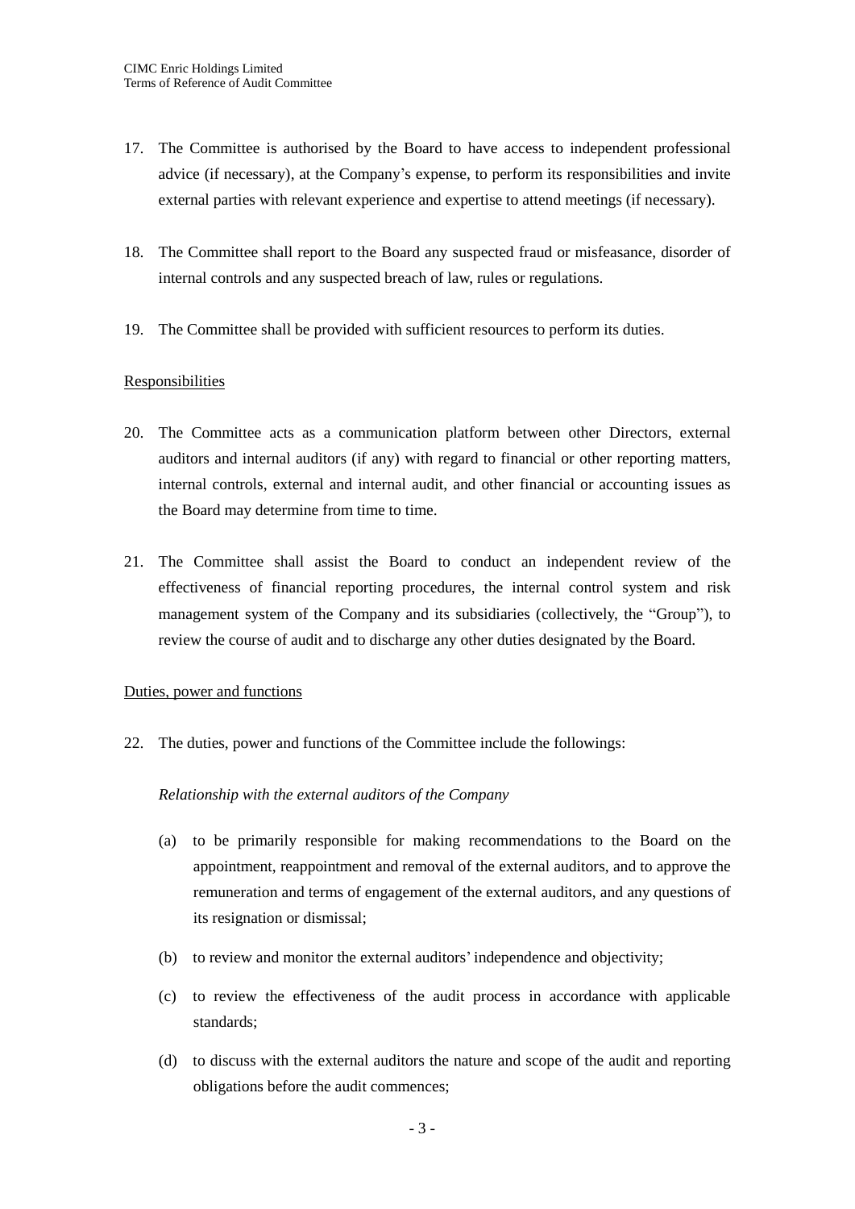17. The Committee is authorised by the Board to have access to independent professional advice (if necessary), at the Company's expense, to perform its responsibilities and invite external parties with relevant experience and expertise to attend meetings (if necessary).

18. The Committee shall report to the Board any suspected fraud or misfeasance, disorder of internal controls and any suspected breach of law, rules or regulations.

19. The Committee shall be provided with sufficient resources to perform its duties.

<u>Responsibilities</u>

20. The Committee acts as a communication platform between other Directors, external auditors and internal auditors (if any) with regard to financial or other reporting matters, internal controls, external and internal audit, and other financial or accounting issues as the Board may determine from time to time.

21. The Committee shall assist the Board to conduct an independent review of the effectiveness of financial reporting procedures, the internal control system and risk management system of the Company and its subsidiaries (collectively, the "Group"), to review the course of audit and to discharge any other duties designated by the Board.

<u>Duties, power and functions</u>

22. The duties, power and functions of the Committee include the followings:

    *Relationship with the external auditors of the Company*

    (a) to be primarily responsible for making recommendations to the Board on the appointment, reappointment and removal of the external auditors, and to approve the remuneration and terms of engagement of the external auditors, and any questions of its resignation or dismissal;

    (b) to review and monitor the external auditors' independence and objectivity;

    (c) to review the effectiveness of the audit process in accordance with applicable standards;

    (d) to discuss with the external auditors the nature and scope of the audit and reporting obligations before the audit commences;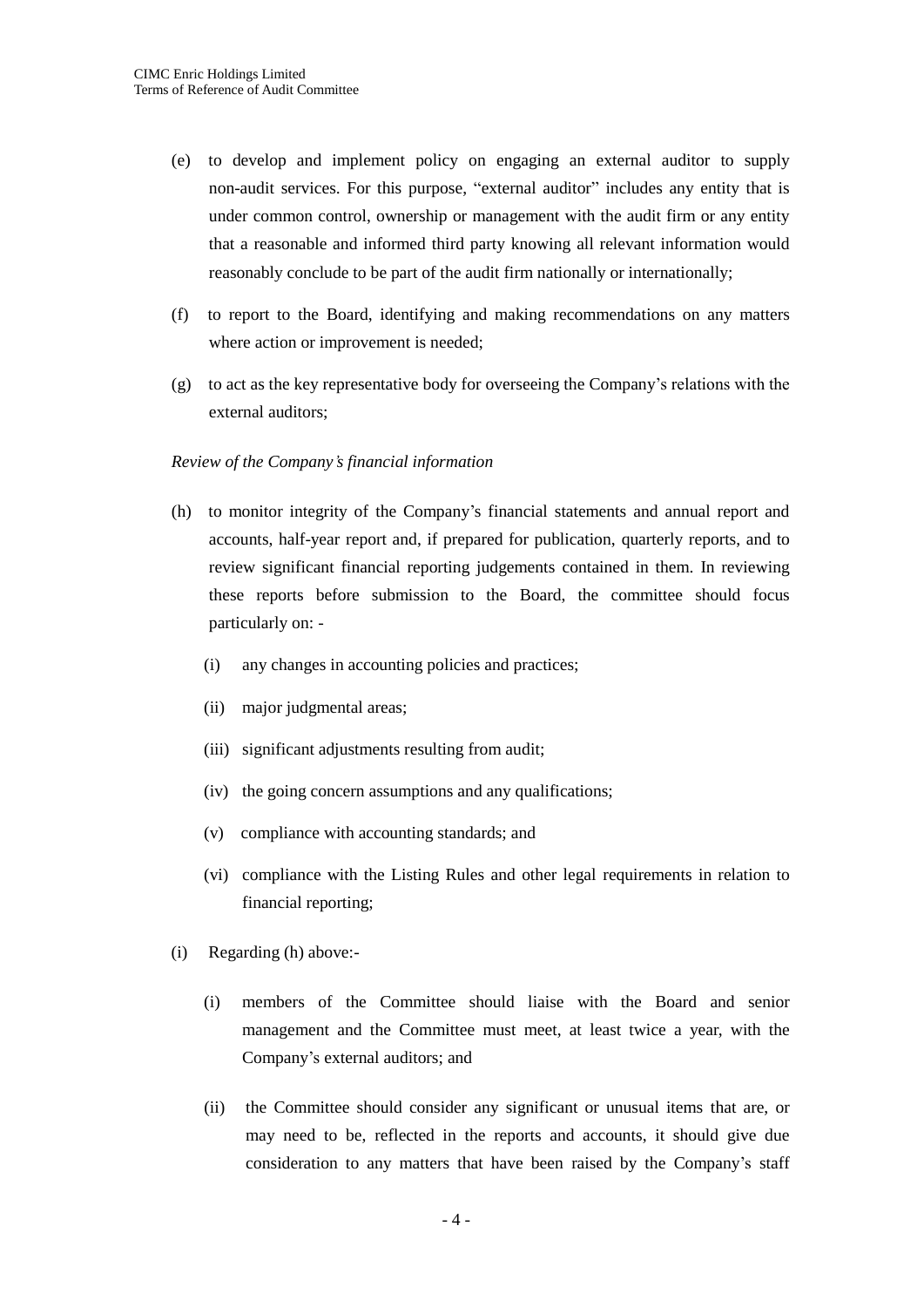(e) to develop and implement policy on engaging an external auditor to supply non-audit services. For this purpose, "external auditor" includes any entity that is under common control, ownership or management with the audit firm or any entity that a reasonable and informed third party knowing all relevant information would reasonably conclude to be part of the audit firm nationally or internationally;

(f) to report to the Board, identifying and making recommendations on any matters where action or improvement is needed;

(g) to act as the key representative body for overseeing the Company's relations with the external auditors;

*Review of the Company's financial information*

(h) to monitor integrity of the Company's financial statements and annual report and accounts, half-year report and, if prepared for publication, quarterly reports, and to review significant financial reporting judgements contained in them. In reviewing these reports before submission to the Board, the committee should focus particularly on: -

   (i) any changes in accounting policies and practices;

   (ii) major judgmental areas;

   (iii) significant adjustments resulting from audit;

   (iv) the going concern assumptions and any qualifications;

   (v) compliance with accounting standards; and

   (vi) compliance with the Listing Rules and other legal requirements in relation to financial reporting;

(i) Regarding (h) above:-

   (i) members of the Committee should liaise with the Board and senior management and the Committee must meet, at least twice a year, with the Company's external auditors; and

   (ii) the Committee should consider any significant or unusual items that are, or may need to be, reflected in the reports and accounts, it should give due consideration to any matters that have been raised by the Company's staff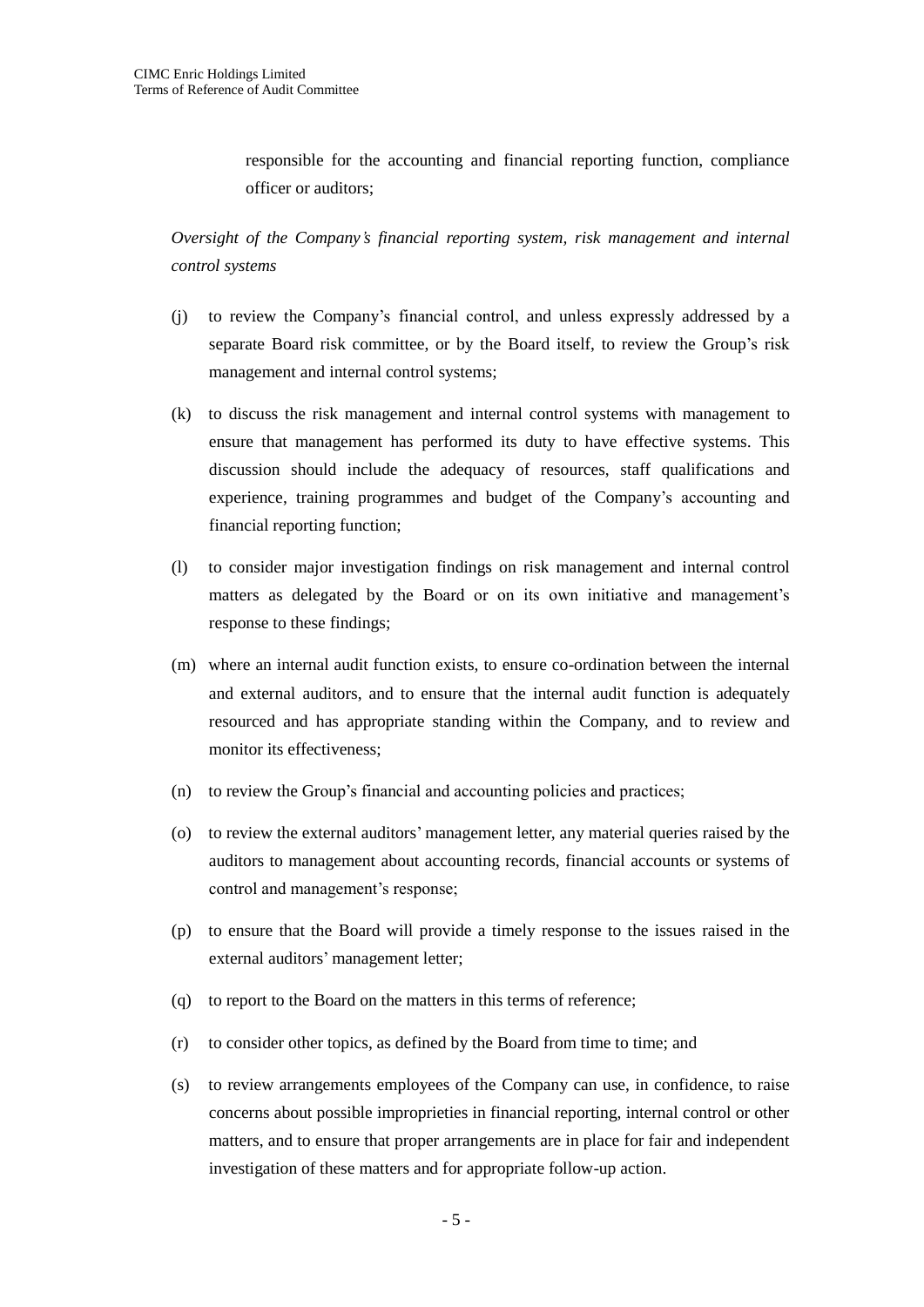responsible for the accounting and financial reporting function, compliance officer or auditors;

*Oversight of the Company's financial reporting system, risk management and internal control systems*

(j) to review the Company's financial control, and unless expressly addressed by a separate Board risk committee, or by the Board itself, to review the Group's risk management and internal control systems;

(k) to discuss the risk management and internal control systems with management to ensure that management has performed its duty to have effective systems. This discussion should include the adequacy of resources, staff qualifications and experience, training programmes and budget of the Company's accounting and financial reporting function;

(l) to consider major investigation findings on risk management and internal control matters as delegated by the Board or on its own initiative and management's response to these findings;

(m) where an internal audit function exists, to ensure co-ordination between the internal and external auditors, and to ensure that the internal audit function is adequately resourced and has appropriate standing within the Company, and to review and monitor its effectiveness;

(n) to review the Group's financial and accounting policies and practices;

(o) to review the external auditors' management letter, any material queries raised by the auditors to management about accounting records, financial accounts or systems of control and management's response;

(p) to ensure that the Board will provide a timely response to the issues raised in the external auditors' management letter;

(q) to report to the Board on the matters in this terms of reference;

(r) to consider other topics, as defined by the Board from time to time; and

(s) to review arrangements employees of the Company can use, in confidence, to raise concerns about possible improprieties in financial reporting, internal control or other matters, and to ensure that proper arrangements are in place for fair and independent investigation of these matters and for appropriate follow-up action.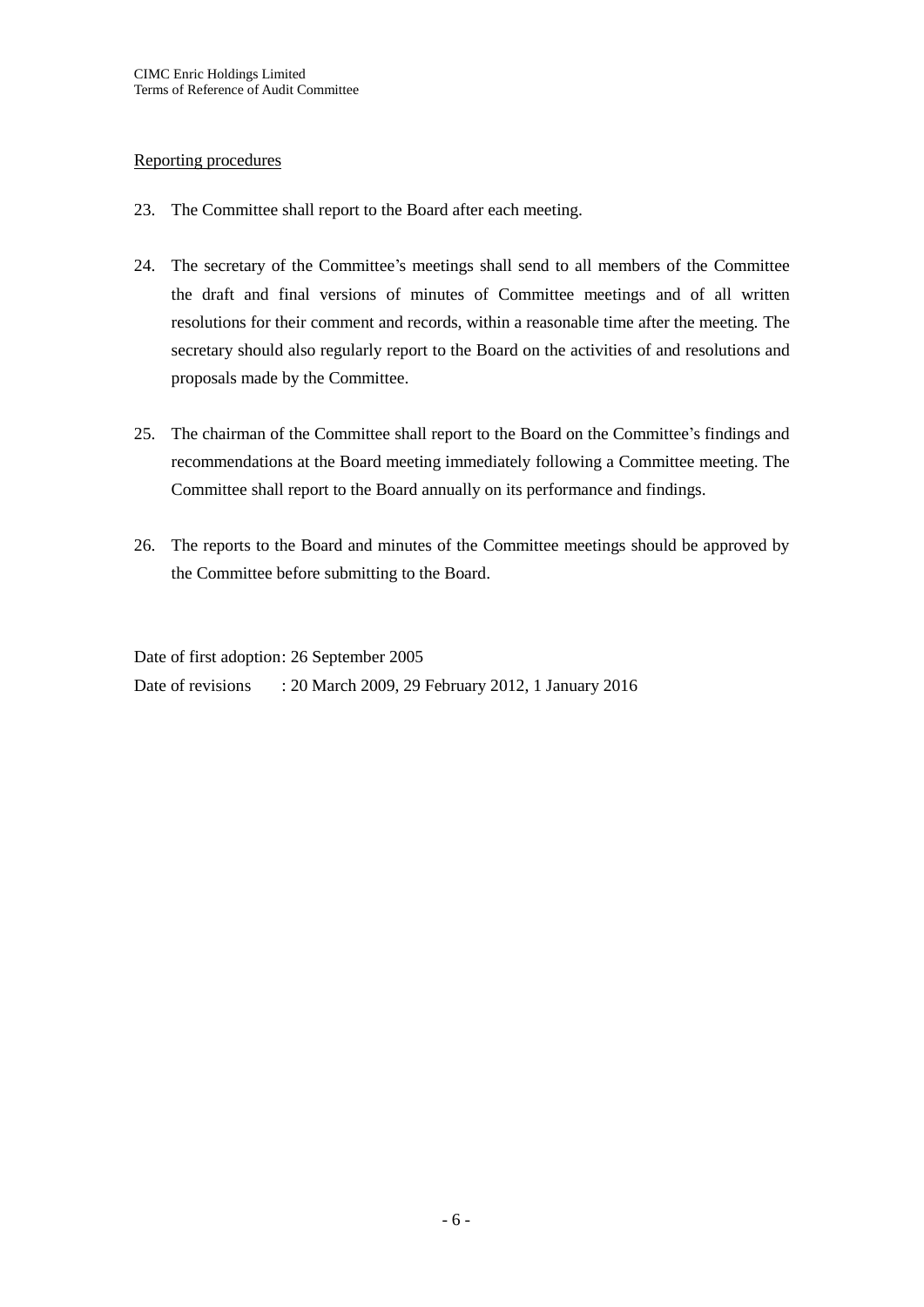## Reporting procedures

23. The Committee shall report to the Board after each meeting.

24. The secretary of the Committee's meetings shall send to all members of the Committee the draft and final versions of minutes of Committee meetings and of all written resolutions for their comment and records, within a reasonable time after the meeting. The secretary should also regularly report to the Board on the activities of and resolutions and proposals made by the Committee.

25. The chairman of the Committee shall report to the Board on the Committee's findings and recommendations at the Board meeting immediately following a Committee meeting. The Committee shall report to the Board annually on its performance and findings.

26. The reports to the Board and minutes of the Committee meetings should be approved by the Committee before submitting to the Board.

Date of first adoption: 26 September 2005

Date of revisions : 20 March 2009, 29 February 2012, 1 January 2016